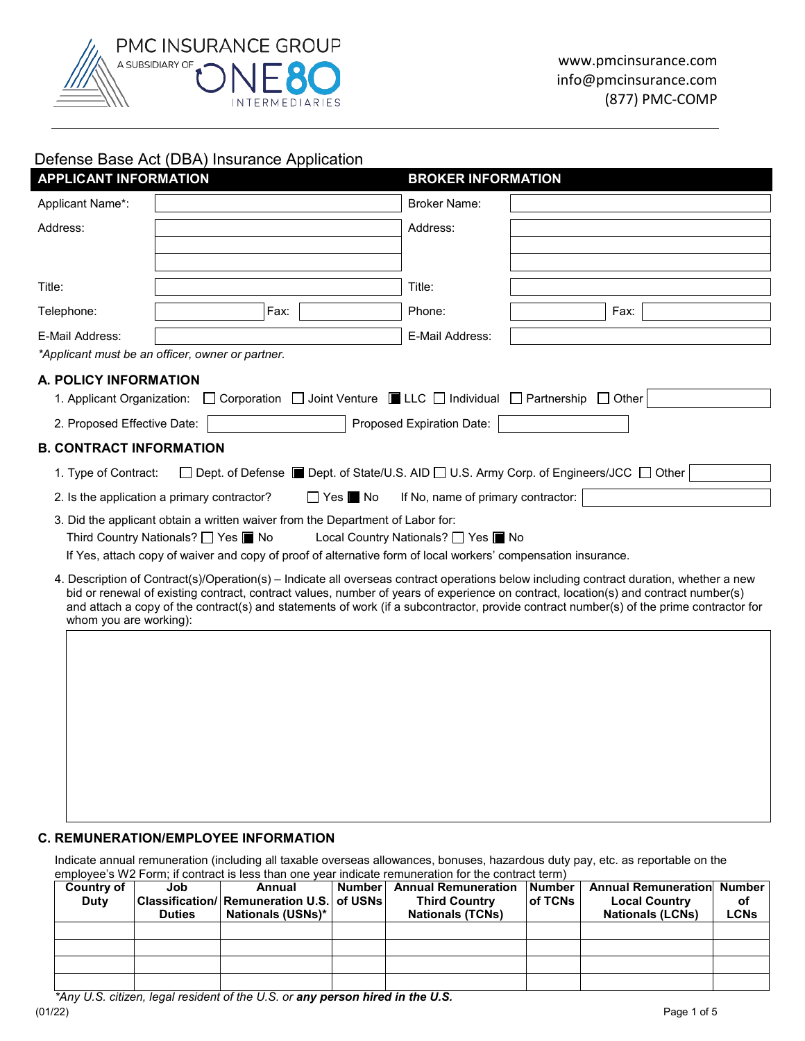PMC INSURANCE GROUP
A SUBSIDIARY OF ONE80 INTERMEDIARIES

www.pmcinsurance.com
info@pmcinsurance.com
(877) PMC-COMP

# Defense Base Act (DBA) Insurance Application

| APPLICANT INFORMATION | | BROKER INFORMATION | |
|---|---|---|---|
| Applicant Name*: | | Broker Name: | |
| Address: | | Address: | |
| Title: | | Title: | |
| Telephone: | Fax: | Phone: | Fax: |
| E-Mail Address: | | E-Mail Address: | |

*Applicant must be an officer, owner or partner.*

## A. POLICY INFORMATION

1. Applicant Organization: ☐ Corporation ☐ Joint Venture ☒ LLC ☐ Individual ☐ Partnership ☐ Other
2. Proposed Effective Date: Proposed Expiration Date:

## B. CONTRACT INFORMATION

1. Type of Contract: ☐ Dept. of Defense ☒ Dept. of State/U.S. AID ☐ U.S. Army Corp. of Engineers/JCC ☐ Other
2. Is the application a primary contractor? ☐ Yes ☒ No If No, name of primary contractor:
3. Did the applicant obtain a written waiver from the Department of Labor for:
   Third Country Nationals? ☐ Yes ☒ No Local Country Nationals? ☐ Yes ☒ No
   If Yes, attach copy of waiver and copy of proof of alternative form of local workers' compensation insurance.
4. Description of Contract(s)/Operation(s) – Indicate all overseas contract operations below including contract duration, whether a new bid or renewal of existing contract, contract values, number of years of experience on contract, location(s) and contract number(s) and attach a copy of the contract(s) and statements of work (if a subcontractor, provide contract number(s) of the prime contractor for whom you are working):

## C. REMUNERATION/EMPLOYEE INFORMATION

Indicate annual remuneration (including all taxable overseas allowances, bonuses, hazardous duty pay, etc. as reportable on the employee's W2 Form; if contract is less than one year indicate remuneration for the contract term)

| Country of Duty | Job Classification/ Duties | Annual Remuneration U.S. Nationals (USNs)* | Number of USNs | Annual Remuneration Third Country Nationals (TCNs) | Number of TCNs | Annual Remuneration Local Country Nationals (LCNs) | Number of LCNs |
|---|---|---|---|---|---|---|---|
| | | | | | | | |
| | | | | | | | |
| | | | | | | | |
| | | | | | | | |

*Any U.S. citizen, legal resident of the U.S. or **any person hired in the U.S.***

(01/22)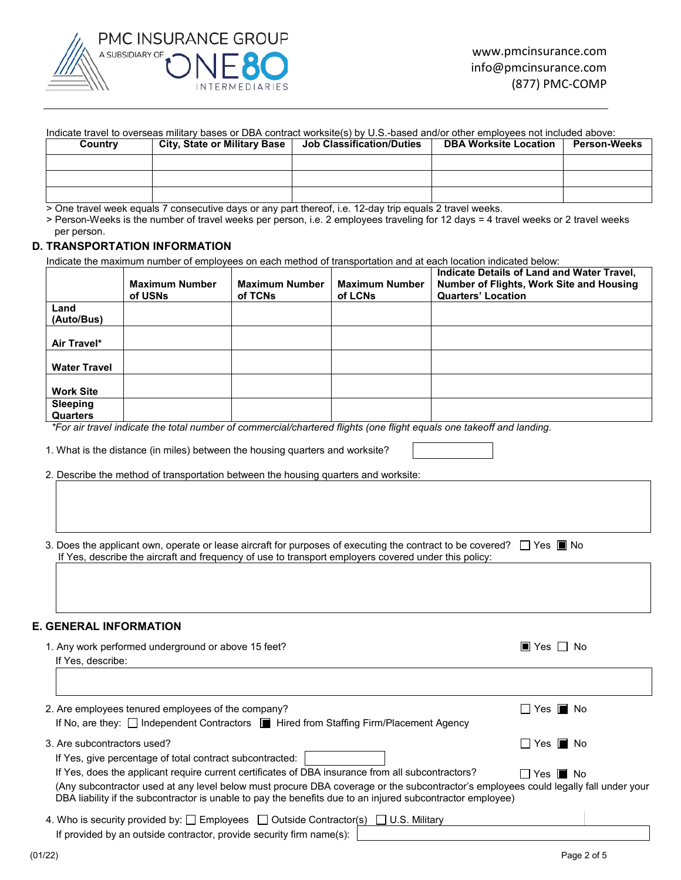Indicate travel to overseas military bases or DBA contract worksite(s) by U.S.-based and/or other employees not included above:

| Country | City, State or Military Base | Job Classification/Duties | DBA Worksite Location | Person-Weeks |
|---|---|---|---|---|
| | | | | |
| | | | | |
| | | | | |

> One travel week equals 7 consecutive days or any part thereof, i.e. 12-day trip equals 2 travel weeks.
> Person-Weeks is the number of travel weeks per person, i.e. 2 employees traveling for 12 days = 4 travel weeks or 2 travel weeks per person.

## D. TRANSPORTATION INFORMATION

Indicate the maximum number of employees on each method of transportation and at each location indicated below:

| | Maximum Number of USNs | Maximum Number of TCNs | Maximum Number of LCNs | Indicate Details of Land and Water Travel, Number of Flights, Work Site and Housing Quarters' Location |
|---|---|---|---|---|
| Land (Auto/Bus) | | | | |
| Air Travel* | | | | |
| Water Travel | | | | |
| Work Site | | | | |
| Sleeping Quarters | | | | |

*For air travel indicate the total number of commercial/chartered flights (one flight equals one takeoff and landing.*

1. What is the distance (in miles) between the housing quarters and worksite?

2. Describe the method of transportation between the housing quarters and worksite:

3. Does the applicant own, operate or lease aircraft for purposes of executing the contract to be covered? ☐ Yes ☒ No
   If Yes, describe the aircraft and frequency of use to transport employers covered under this policy:

## E. GENERAL INFORMATION

1. Any work performed underground or above 15 feet? ☒ Yes ☐ No
   If Yes, describe:

2. Are employees tenured employees of the company? ☐ Yes ☒ No
   If No, are they: ☐ Independent Contractors ☒ Hired from Staffing Firm/Placement Agency

3. Are subcontractors used? ☐ Yes ☒ No
   If Yes, give percentage of total contract subcontracted:
   If Yes, does the applicant require current certificates of DBA insurance from all subcontractors? ☐ Yes ☒ No
   (Any subcontractor used at any level below must procure DBA coverage or the subcontractor's employees could legally fall under your DBA liability if the subcontractor is unable to pay the benefits due to an injured subcontractor employee)

4. Who is security provided by: ☐ Employees ☐ Outside Contractor(s) ☐ U.S. Military
   If provided by an outside contractor, provide security firm name(s):

(01/22)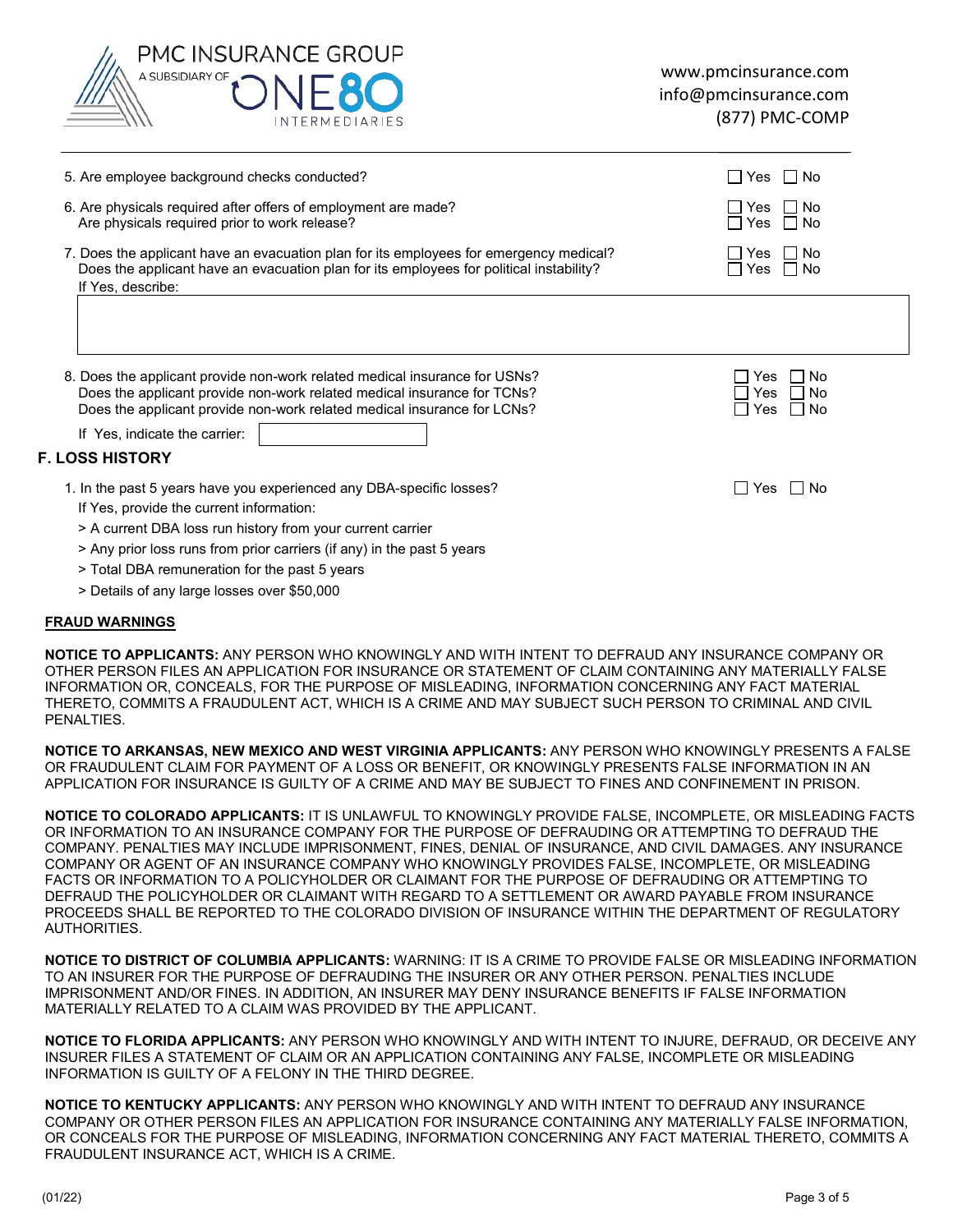5. Are employee background checks conducted? ☐ Yes ☐ No

6. Are physicals required after offers of employment are made? ☐ Yes ☐ No
   Are physicals required prior to work release? ☐ Yes ☐ No

7. Does the applicant have an evacuation plan for its employees for emergency medical? ☐ Yes ☐ No
   Does the applicant have an evacuation plan for its employees for political instability? ☐ Yes ☐ No
   If Yes, describe:

8. Does the applicant provide non-work related medical insurance for USNs? ☐ Yes ☐ No
   Does the applicant provide non-work related medical insurance for TCNs? ☐ Yes ☐ No
   Does the applicant provide non-work related medical insurance for LCNs? ☐ Yes ☐ No

   If Yes, indicate the carrier:

## F. LOSS HISTORY

1. In the past 5 years have you experienced any DBA-specific losses? ☐ Yes ☐ No
   If Yes, provide the current information:
   > A current DBA loss run history from your current carrier
   > Any prior loss runs from prior carriers (if any) in the past 5 years
   > Total DBA remuneration for the past 5 years
   > Details of any large losses over $50,000

**FRAUD WARNINGS**

**NOTICE TO APPLICANTS:** ANY PERSON WHO KNOWINGLY AND WITH INTENT TO DEFRAUD ANY INSURANCE COMPANY OR OTHER PERSON FILES AN APPLICATION FOR INSURANCE OR STATEMENT OF CLAIM CONTAINING ANY MATERIALLY FALSE INFORMATION OR, CONCEALS, FOR THE PURPOSE OF MISLEADING, INFORMATION CONCERNING ANY FACT MATERIAL THERETO, COMMITS A FRAUDULENT ACT, WHICH IS A CRIME AND MAY SUBJECT SUCH PERSON TO CRIMINAL AND CIVIL PENALTIES.

**NOTICE TO ARKANSAS, NEW MEXICO AND WEST VIRGINIA APPLICANTS:** ANY PERSON WHO KNOWINGLY PRESENTS A FALSE OR FRAUDULENT CLAIM FOR PAYMENT OF A LOSS OR BENEFIT, OR KNOWINGLY PRESENTS FALSE INFORMATION IN AN APPLICATION FOR INSURANCE IS GUILTY OF A CRIME AND MAY BE SUBJECT TO FINES AND CONFINEMENT IN PRISON.

**NOTICE TO COLORADO APPLICANTS:** IT IS UNLAWFUL TO KNOWINGLY PROVIDE FALSE, INCOMPLETE, OR MISLEADING FACTS OR INFORMATION TO AN INSURANCE COMPANY FOR THE PURPOSE OF DEFRAUDING OR ATTEMPTING TO DEFRAUD THE COMPANY. PENALTIES MAY INCLUDE IMPRISONMENT, FINES, DENIAL OF INSURANCE, AND CIVIL DAMAGES. ANY INSURANCE COMPANY OR AGENT OF AN INSURANCE COMPANY WHO KNOWINGLY PROVIDES FALSE, INCOMPLETE, OR MISLEADING FACTS OR INFORMATION TO A POLICYHOLDER OR CLAIMANT FOR THE PURPOSE OF DEFRAUDING OR ATTEMPTING TO DEFRAUD THE POLICYHOLDER OR CLAIMANT WITH REGARD TO A SETTLEMENT OR AWARD PAYABLE FROM INSURANCE PROCEEDS SHALL BE REPORTED TO THE COLORADO DIVISION OF INSURANCE WITHIN THE DEPARTMENT OF REGULATORY AUTHORITIES.

**NOTICE TO DISTRICT OF COLUMBIA APPLICANTS:** WARNING: IT IS A CRIME TO PROVIDE FALSE OR MISLEADING INFORMATION TO AN INSURER FOR THE PURPOSE OF DEFRAUDING THE INSURER OR ANY OTHER PERSON. PENALTIES INCLUDE IMPRISONMENT AND/OR FINES. IN ADDITION, AN INSURER MAY DENY INSURANCE BENEFITS IF FALSE INFORMATION MATERIALLY RELATED TO A CLAIM WAS PROVIDED BY THE APPLICANT.

**NOTICE TO FLORIDA APPLICANTS:** ANY PERSON WHO KNOWINGLY AND WITH INTENT TO INJURE, DEFRAUD, OR DECEIVE ANY INSURER FILES A STATEMENT OF CLAIM OR AN APPLICATION CONTAINING ANY FALSE, INCOMPLETE OR MISLEADING INFORMATION IS GUILTY OF A FELONY IN THE THIRD DEGREE.

**NOTICE TO KENTUCKY APPLICANTS:** ANY PERSON WHO KNOWINGLY AND WITH INTENT TO DEFRAUD ANY INSURANCE COMPANY OR OTHER PERSON FILES AN APPLICATION FOR INSURANCE CONTAINING ANY MATERIALLY FALSE INFORMATION, OR CONCEALS FOR THE PURPOSE OF MISLEADING, INFORMATION CONCERNING ANY FACT MATERIAL THERETO, COMMITS A FRAUDULENT INSURANCE ACT, WHICH IS A CRIME.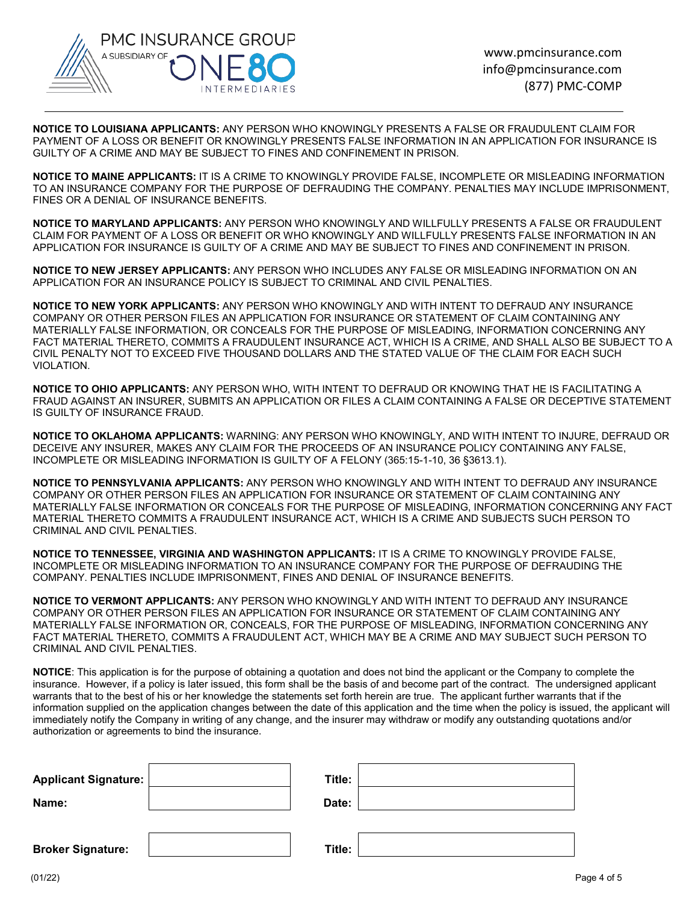PMC INSURANCE GROUP
A SUBSIDIARY OF ONE80 INTERMEDIARIES

www.pmcinsurance.com
info@pmcinsurance.com
(877) PMC-COMP

**NOTICE TO LOUISIANA APPLICANTS:** ANY PERSON WHO KNOWINGLY PRESENTS A FALSE OR FRAUDULENT CLAIM FOR PAYMENT OF A LOSS OR BENEFIT OR KNOWINGLY PRESENTS FALSE INFORMATION IN AN APPLICATION FOR INSURANCE IS GUILTY OF A CRIME AND MAY BE SUBJECT TO FINES AND CONFINEMENT IN PRISON.

**NOTICE TO MAINE APPLICANTS:** IT IS A CRIME TO KNOWINGLY PROVIDE FALSE, INCOMPLETE OR MISLEADING INFORMATION TO AN INSURANCE COMPANY FOR THE PURPOSE OF DEFRAUDING THE COMPANY. PENALTIES MAY INCLUDE IMPRISONMENT, FINES OR A DENIAL OF INSURANCE BENEFITS.

**NOTICE TO MARYLAND APPLICANTS:** ANY PERSON WHO KNOWINGLY AND WILLFULLY PRESENTS A FALSE OR FRAUDULENT CLAIM FOR PAYMENT OF A LOSS OR BENEFIT OR WHO KNOWINGLY AND WILLFULLY PRESENTS FALSE INFORMATION IN AN APPLICATION FOR INSURANCE IS GUILTY OF A CRIME AND MAY BE SUBJECT TO FINES AND CONFINEMENT IN PRISON.

**NOTICE TO NEW JERSEY APPLICANTS:** ANY PERSON WHO INCLUDES ANY FALSE OR MISLEADING INFORMATION ON AN APPLICATION FOR AN INSURANCE POLICY IS SUBJECT TO CRIMINAL AND CIVIL PENALTIES.

**NOTICE TO NEW YORK APPLICANTS:** ANY PERSON WHO KNOWINGLY AND WITH INTENT TO DEFRAUD ANY INSURANCE COMPANY OR OTHER PERSON FILES AN APPLICATION FOR INSURANCE OR STATEMENT OF CLAIM CONTAINING ANY MATERIALLY FALSE INFORMATION, OR CONCEALS FOR THE PURPOSE OF MISLEADING, INFORMATION CONCERNING ANY FACT MATERIAL THERETO, COMMITS A FRAUDULENT INSURANCE ACT, WHICH IS A CRIME, AND SHALL ALSO BE SUBJECT TO A CIVIL PENALTY NOT TO EXCEED FIVE THOUSAND DOLLARS AND THE STATED VALUE OF THE CLAIM FOR EACH SUCH VIOLATION.

**NOTICE TO OHIO APPLICANTS:** ANY PERSON WHO, WITH INTENT TO DEFRAUD OR KNOWING THAT HE IS FACILITATING A FRAUD AGAINST AN INSURER, SUBMITS AN APPLICATION OR FILES A CLAIM CONTAINING A FALSE OR DECEPTIVE STATEMENT IS GUILTY OF INSURANCE FRAUD.

**NOTICE TO OKLAHOMA APPLICANTS:** WARNING: ANY PERSON WHO KNOWINGLY, AND WITH INTENT TO INJURE, DEFRAUD OR DECEIVE ANY INSURER, MAKES ANY CLAIM FOR THE PROCEEDS OF AN INSURANCE POLICY CONTAINING ANY FALSE, INCOMPLETE OR MISLEADING INFORMATION IS GUILTY OF A FELONY (365:15-1-10, 36 §3613.1).

**NOTICE TO PENNSYLVANIA APPLICANTS:** ANY PERSON WHO KNOWINGLY AND WITH INTENT TO DEFRAUD ANY INSURANCE COMPANY OR OTHER PERSON FILES AN APPLICATION FOR INSURANCE OR STATEMENT OF CLAIM CONTAINING ANY MATERIALLY FALSE INFORMATION OR CONCEALS FOR THE PURPOSE OF MISLEADING, INFORMATION CONCERNING ANY FACT MATERIAL THERETO COMMITS A FRAUDULENT INSURANCE ACT, WHICH IS A CRIME AND SUBJECTS SUCH PERSON TO CRIMINAL AND CIVIL PENALTIES.

**NOTICE TO TENNESSEE, VIRGINIA AND WASHINGTON APPLICANTS:** IT IS A CRIME TO KNOWINGLY PROVIDE FALSE, INCOMPLETE OR MISLEADING INFORMATION TO AN INSURANCE COMPANY FOR THE PURPOSE OF DEFRAUDING THE COMPANY. PENALTIES INCLUDE IMPRISONMENT, FINES AND DENIAL OF INSURANCE BENEFITS.

**NOTICE TO VERMONT APPLICANTS:** ANY PERSON WHO KNOWINGLY AND WITH INTENT TO DEFRAUD ANY INSURANCE COMPANY OR OTHER PERSON FILES AN APPLICATION FOR INSURANCE OR STATEMENT OF CLAIM CONTAINING ANY MATERIALLY FALSE INFORMATION OR, CONCEALS, FOR THE PURPOSE OF MISLEADING, INFORMATION CONCERNING ANY FACT MATERIAL THERETO, COMMITS A FRAUDULENT ACT, WHICH MAY BE A CRIME AND MAY SUBJECT SUCH PERSON TO CRIMINAL AND CIVIL PENALTIES.

**NOTICE**: This application is for the purpose of obtaining a quotation and does not bind the applicant or the Company to complete the insurance. However, if a policy is later issued, this form shall be the basis of and become part of the contract. The undersigned applicant warrants that to the best of his or her knowledge the statements set forth herein are true. The applicant further warrants that if the information supplied on the application changes between the date of this application and the time when the policy is issued, the applicant will immediately notify the Company in writing of any change, and the insurer may withdraw or modify any outstanding quotations and/or authorization or agreements to bind the insurance.

| | | | |
|---|---|---|---|
| **Applicant Signature:** | | **Title:** | |
| **Name:** | | **Date:** | |
| **Broker Signature:** | | **Title:** | |

(01/22)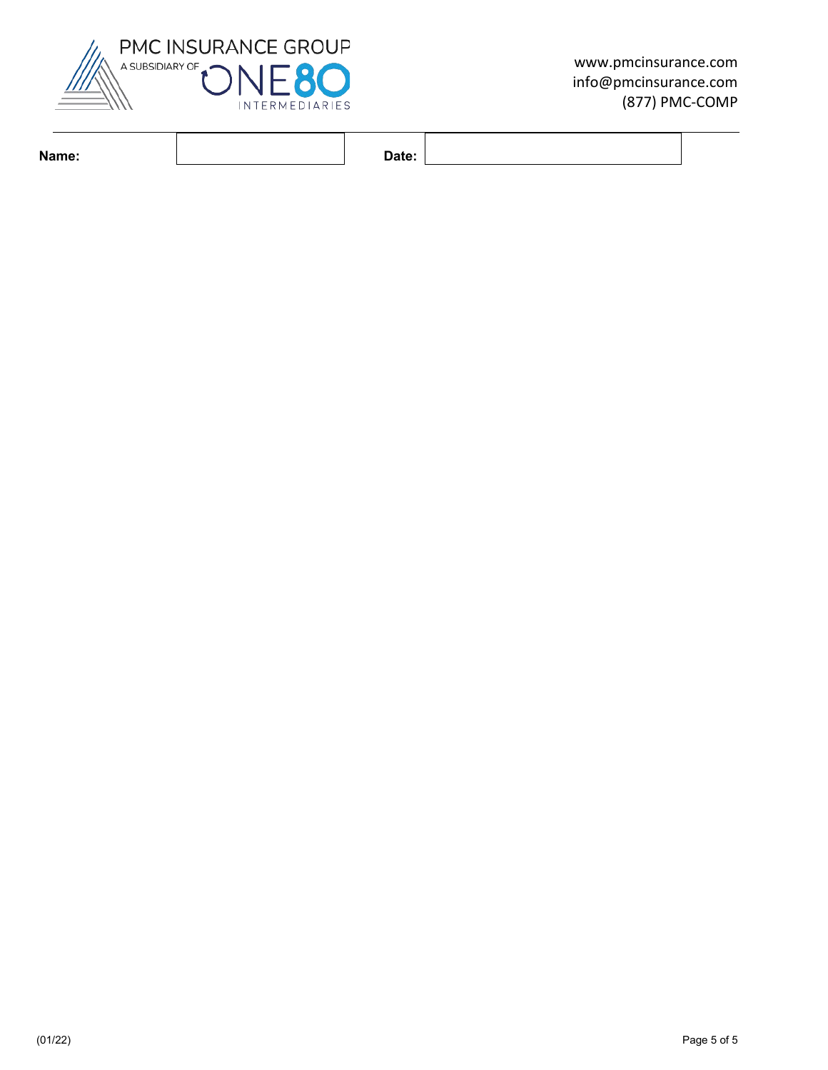PMC INSURANCE GROUP
A SUBSIDIARY OF ONE80 INTERMEDIARIES

www.pmcinsurance.com
info@pmcinsurance.com
(877) PMC-COMP

| | | | |
|---|---|---|---|
| **Name:** | | **Date:** | |

(01/22)